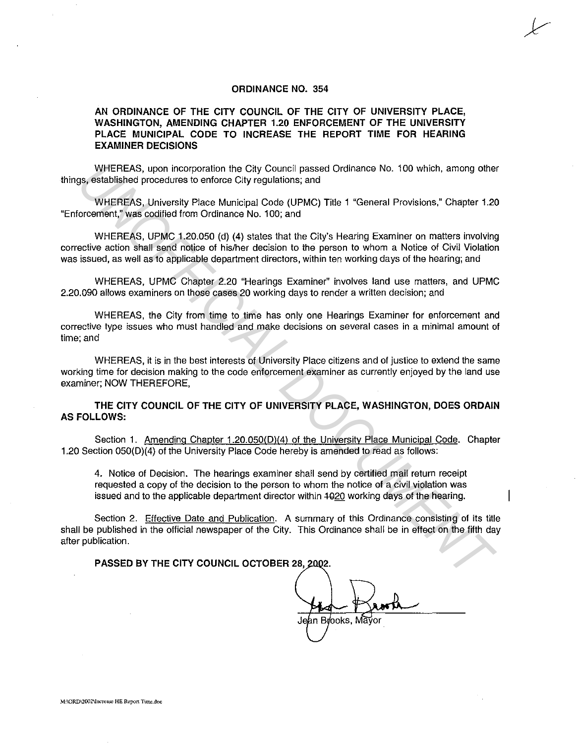# ORDINANCE NO. 354

## AN ORDINANCE OF THE CITY COUNCIL OF THE CITY OF UNIVERSITY PLACE, WASHINGTON, AMENDING CHAPTER 1.20 ENFORCEMENT OF THE UNIVERSITY PLACE MUNICIPAL CODE TO INCREASE THE REPORT TIME FOR HEARING EXAMINER DECISIONS

WHEREAS, upon incorporation the City Council passed Ordinance No. 100 which, among other things, established procedures to enforce City regulations; and

WHEREAS, University Place Municipal Code (UPMC) Title 1 "General Provisions," Chapter 1.20 "Enforcement," was codified from Ordinance No. 100; and

WHEREAS, UPMC 1.20.050 (d) (4) states that the City's Hearing Examiner on matters involving corrective action shall send notice of his/her decision to the person to whom a Notice of Civil Violation was issued, as well as to applicable department directors, within ten working days of the hearing; and

WHEREAS, UPMC Chapter 2.20 "Hearings Examiner" involves land use matters, and UPMC 2.20.090 allows examiners on those cases 20 working days to render a written decision; and

WHEREAS, the City from time to time has only one Hearings Examiner for enforcement and corrective type issues who must handled and make decisions on several cases in a minimal amount of time; and

WHEREAS, it is in the best interests of University Place citizens and of justice to extend the same working time for decision making to the code enforcement examiner as currently enjoyed by the land use examiner; NOW THEREFORE,

**THE CITY COUNCIL OF THE CITY OF UNIVERSITY PLACE, WASHINGTON, DOES ORDAIN AS FOLLOWS:**

Section 1. Amending Chapter 1.20.050(D)(4) of the University Place Municipal Code. Chapter 1.20 Section 050(D)(4) of the University Place Code hereby is amended to read as follows:

> 4. Notice of Decision. The hearings examiner shall send by certified mail return receipt requested a copy of the decision to the person to whom the notice of a civil violation was issued and to the applicable department director within ~~10~~20 working days of the hearing.

Section 2. Effective Date and Publication. A summary of this Ordinance consisting of its title shall be published in the official newspaper of the City. This Ordinance shall be in effect on the fifth day after publication.

**PASSED BY THE CITY COUNCIL OCTOBER 28, 2002.**

Jean Brooks, Mayor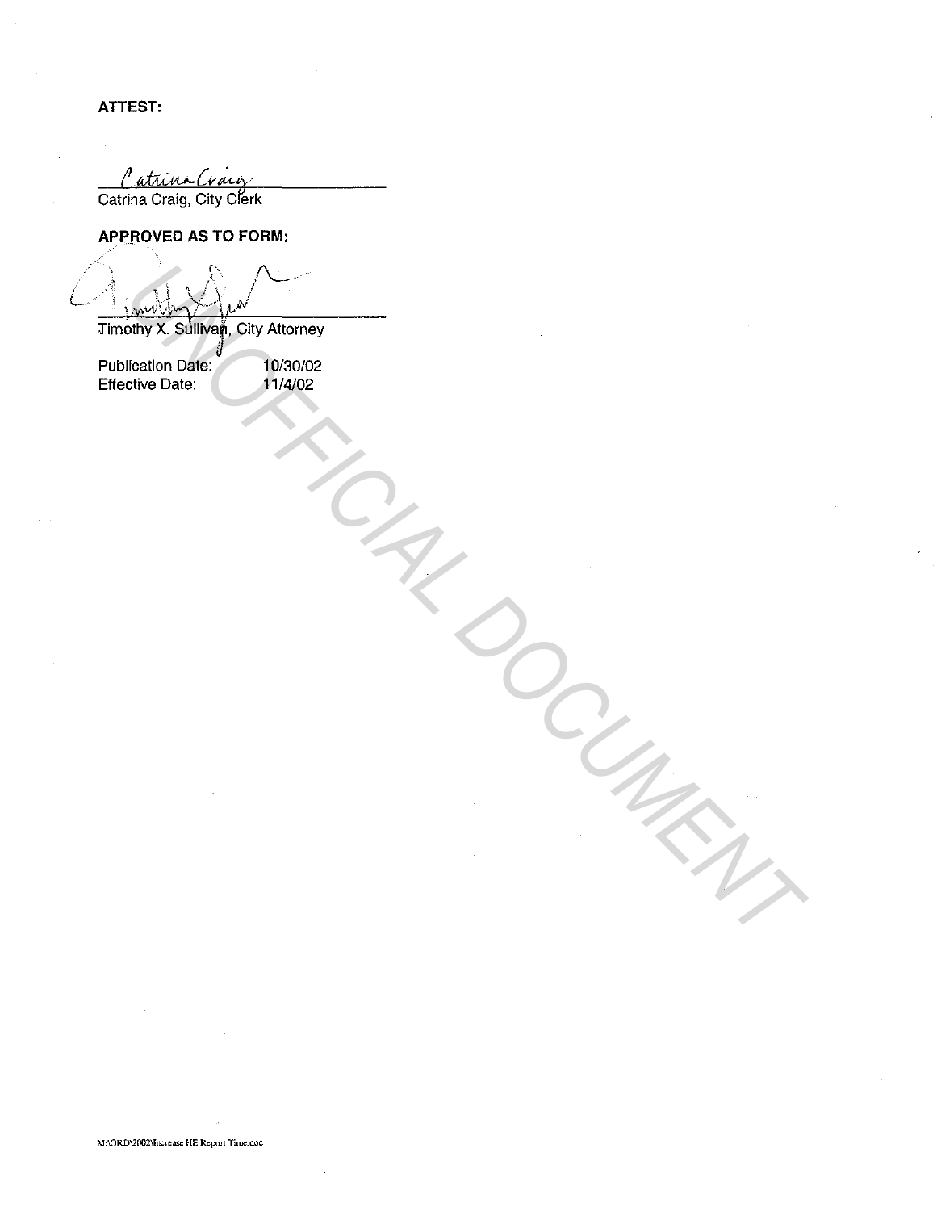**ATTEST:**

Catrina Craig
Catrina Craig, City Clerk

**APPROVED AS TO FORM:**

Timothy X. Sullivan
Timothy X. Sullivan, City Attorney

| | |
|---|---|
| Publication Date: | 10/30/02 |
| Effective Date: | 11/4/02 |

UNOFFICIAL DOCUMENT

M:\ORD\2002\Increase HE Report Time.doc